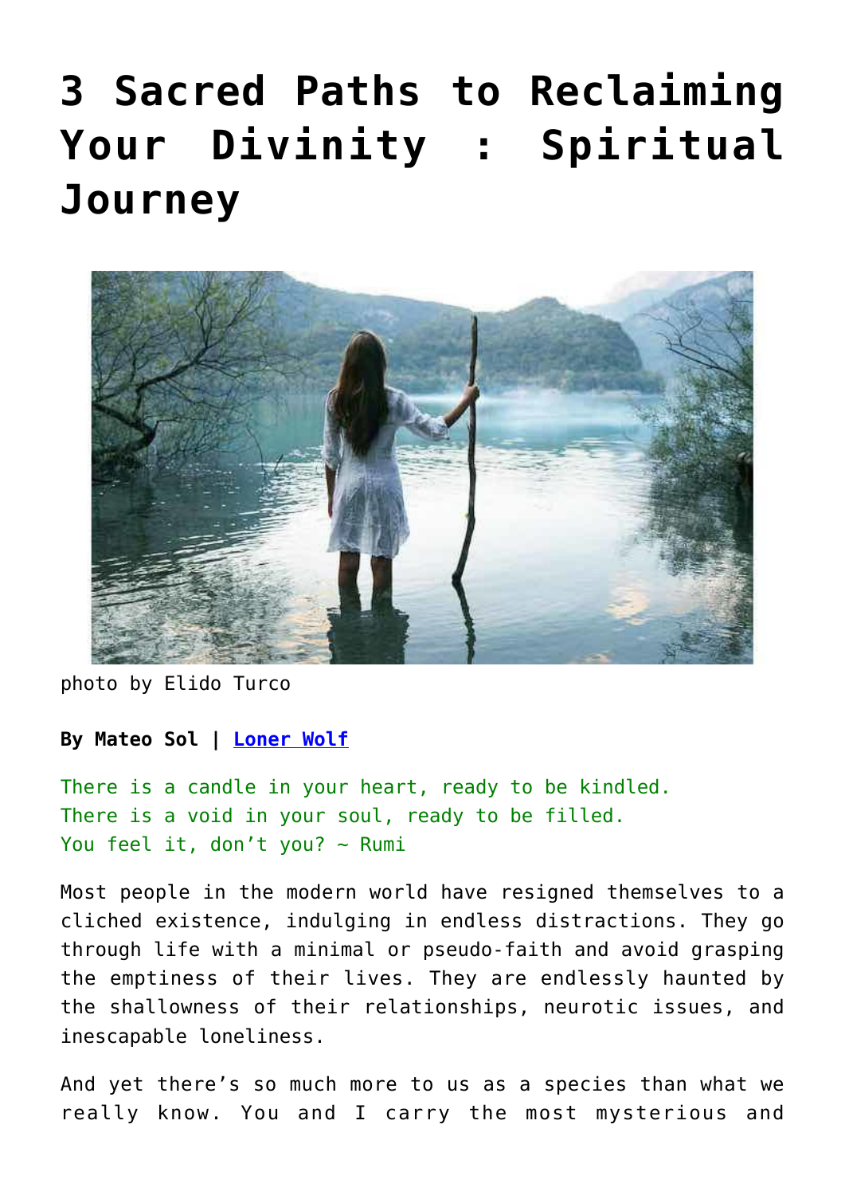# 3 Sacred Paths to Reclaiming Your Divinity : Spiritual Journey

photo by Elido Turco

**By Mateo Sol | Loner Wolf**

There is a candle in your heart, ready to be kindled.
There is a void in your soul, ready to be filled.
You feel it, don't you? ~ Rumi

Most people in the modern world have resigned themselves to a cliched existence, indulging in endless distractions. They go through life with a minimal or pseudo-faith and avoid grasping the emptiness of their lives. They are endlessly haunted by the shallowness of their relationships, neurotic issues, and inescapable loneliness.

And yet there's so much more to us as a species than what we really know. You and I carry the most mysterious and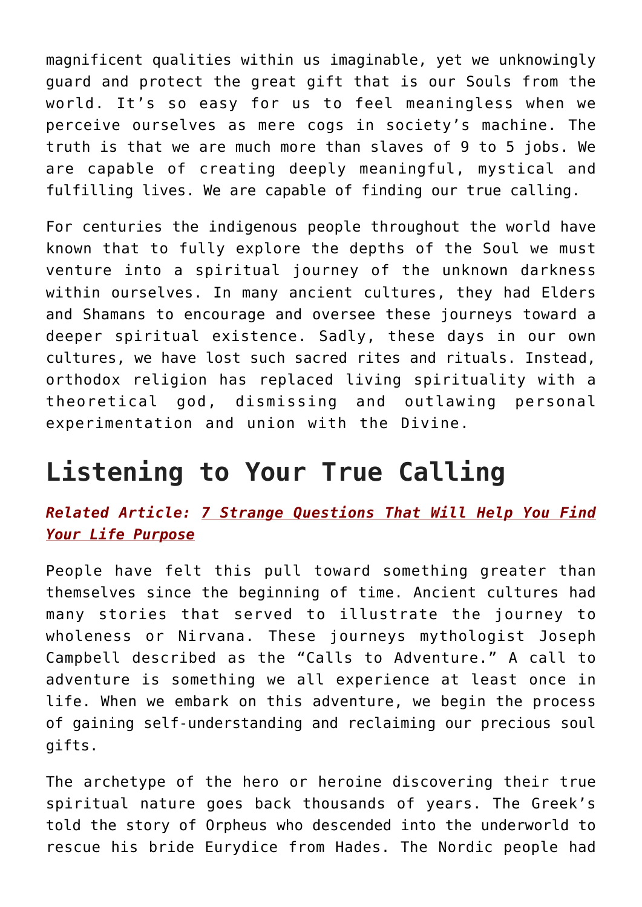magnificent qualities within us imaginable, yet we unknowingly guard and protect the great gift that is our Souls from the world. It's so easy for us to feel meaningless when we perceive ourselves as mere cogs in society's machine. The truth is that we are much more than slaves of 9 to 5 jobs. We are capable of creating deeply meaningful, mystical and fulfilling lives. We are capable of finding our true calling.

For centuries the indigenous people throughout the world have known that to fully explore the depths of the Soul we must venture into a spiritual journey of the unknown darkness within ourselves. In many ancient cultures, they had Elders and Shamans to encourage and oversee these journeys toward a deeper spiritual existence. Sadly, these days in our own cultures, we have lost such sacred rites and rituals. Instead, orthodox religion has replaced living spirituality with a theoretical god, dismissing and outlawing personal experimentation and union with the Divine.

## Listening to Your True Calling

***Related Article: 7 Strange Questions That Will Help You Find Your Life Purpose***

People have felt this pull toward something greater than themselves since the beginning of time. Ancient cultures had many stories that served to illustrate the journey to wholeness or Nirvana. These journeys mythologist Joseph Campbell described as the "Calls to Adventure." A call to adventure is something we all experience at least once in life. When we embark on this adventure, we begin the process of gaining self-understanding and reclaiming our precious soul gifts.

The archetype of the hero or heroine discovering their true spiritual nature goes back thousands of years. The Greek's told the story of Orpheus who descended into the underworld to rescue his bride Eurydice from Hades. The Nordic people had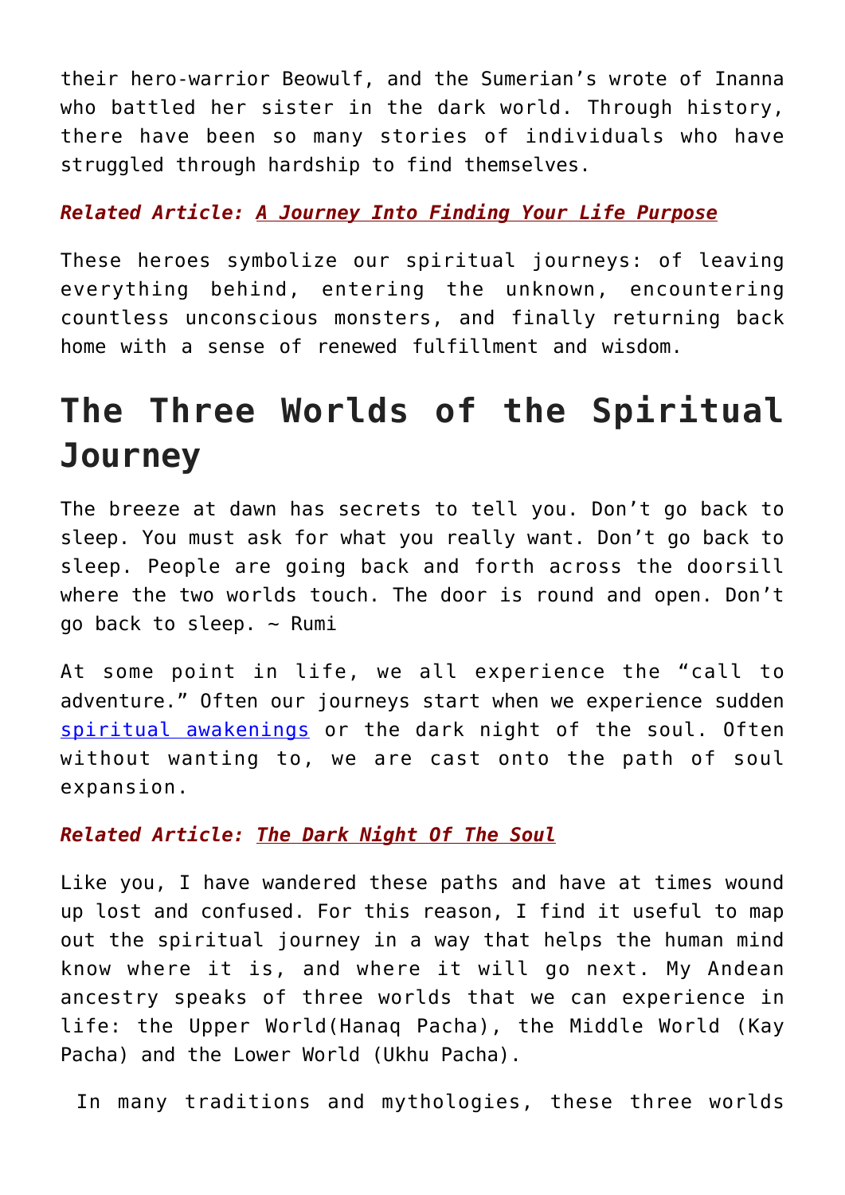their hero-warrior Beowulf, and the Sumerian's wrote of Inanna who battled her sister in the dark world. Through history, there have been so many stories of individuals who have struggled through hardship to find themselves.

***Related Article: [A Journey Into Finding Your Life Purpose]()***

These heroes symbolize our spiritual journeys: of leaving everything behind, entering the unknown, encountering countless unconscious monsters, and finally returning back home with a sense of renewed fulfillment and wisdom.

# The Three Worlds of the Spiritual Journey

The breeze at dawn has secrets to tell you. Don't go back to sleep. You must ask for what you really want. Don't go back to sleep. People are going back and forth across the doorsill where the two worlds touch. The door is round and open. Don't go back to sleep. ~ Rumi

At some point in life, we all experience the "call to adventure." Often our journeys start when we experience sudden [spiritual awakenings]() or the dark night of the soul. Often without wanting to, we are cast onto the path of soul expansion.

***Related Article: [The Dark Night Of The Soul]()***

Like you, I have wandered these paths and have at times wound up lost and confused. For this reason, I find it useful to map out the spiritual journey in a way that helps the human mind know where it is, and where it will go next. My Andean ancestry speaks of three worlds that we can experience in life: the Upper World(Hanaq Pacha), the Middle World (Kay Pacha) and the Lower World (Ukhu Pacha).

In many traditions and mythologies, these three worlds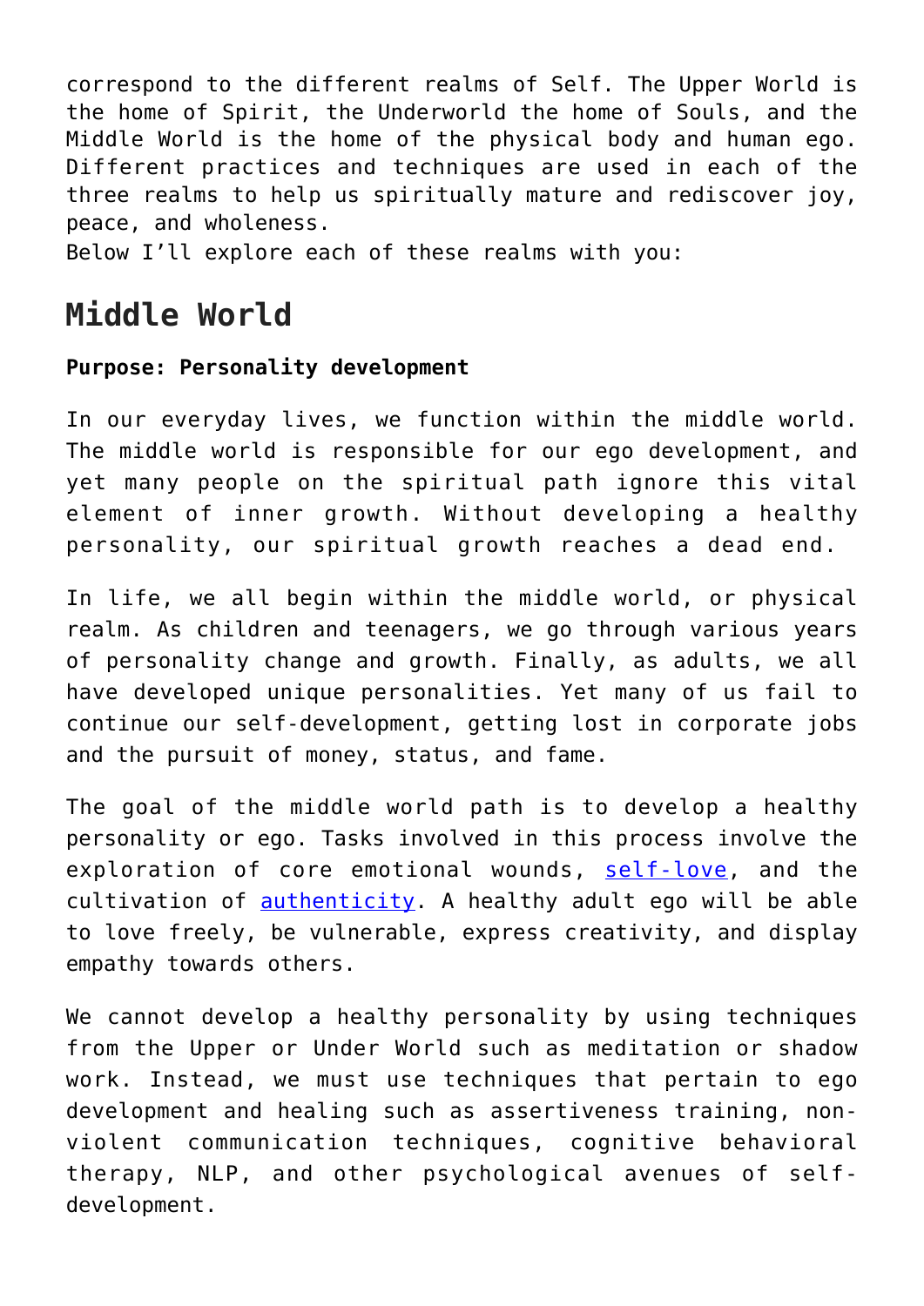correspond to the different realms of Self. The Upper World is the home of Spirit, the Underworld the home of Souls, and the Middle World is the home of the physical body and human ego. Different practices and techniques are used in each of the three realms to help us spiritually mature and rediscover joy, peace, and wholeness.
Below I'll explore each of these realms with you:

## Middle World

**Purpose: Personality development**

In our everyday lives, we function within the middle world. The middle world is responsible for our ego development, and yet many people on the spiritual path ignore this vital element of inner growth. Without developing a healthy personality, our spiritual growth reaches a dead end.

In life, we all begin within the middle world, or physical realm. As children and teenagers, we go through various years of personality change and growth. Finally, as adults, we all have developed unique personalities. Yet many of us fail to continue our self-development, getting lost in corporate jobs and the pursuit of money, status, and fame.

The goal of the middle world path is to develop a healthy personality or ego. Tasks involved in this process involve the exploration of core emotional wounds, self-love, and the cultivation of authenticity. A healthy adult ego will be able to love freely, be vulnerable, express creativity, and display empathy towards others.

We cannot develop a healthy personality by using techniques from the Upper or Under World such as meditation or shadow work. Instead, we must use techniques that pertain to ego development and healing such as assertiveness training, non-violent communication techniques, cognitive behavioral therapy, NLP, and other psychological avenues of self-development.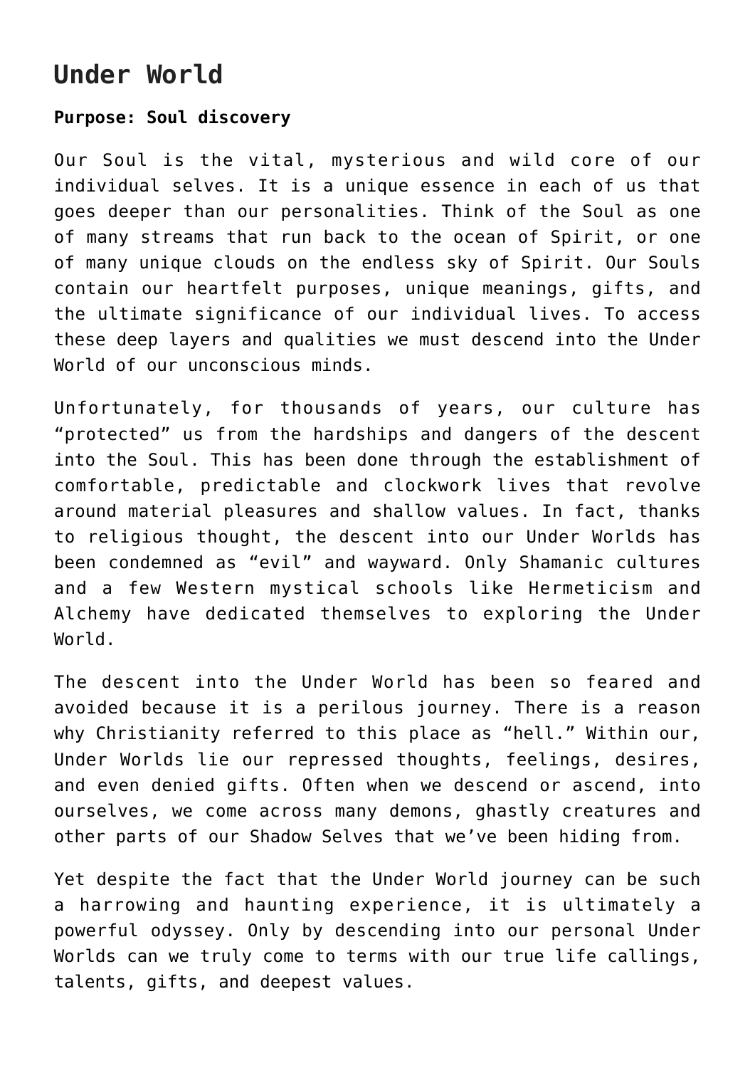## Under World

**Purpose: Soul discovery**

Our Soul is the vital, mysterious and wild core of our individual selves. It is a unique essence in each of us that goes deeper than our personalities. Think of the Soul as one of many streams that run back to the ocean of Spirit, or one of many unique clouds on the endless sky of Spirit. Our Souls contain our heartfelt purposes, unique meanings, gifts, and the ultimate significance of our individual lives. To access these deep layers and qualities we must descend into the Under World of our unconscious minds.

Unfortunately, for thousands of years, our culture has "protected" us from the hardships and dangers of the descent into the Soul. This has been done through the establishment of comfortable, predictable and clockwork lives that revolve around material pleasures and shallow values. In fact, thanks to religious thought, the descent into our Under Worlds has been condemned as "evil" and wayward. Only Shamanic cultures and a few Western mystical schools like Hermeticism and Alchemy have dedicated themselves to exploring the Under World.

The descent into the Under World has been so feared and avoided because it is a perilous journey. There is a reason why Christianity referred to this place as "hell." Within our, Under Worlds lie our repressed thoughts, feelings, desires, and even denied gifts. Often when we descend or ascend, into ourselves, we come across many demons, ghastly creatures and other parts of our Shadow Selves that we've been hiding from.

Yet despite the fact that the Under World journey can be such a harrowing and haunting experience, it is ultimately a powerful odyssey. Only by descending into our personal Under Worlds can we truly come to terms with our true life callings, talents, gifts, and deepest values.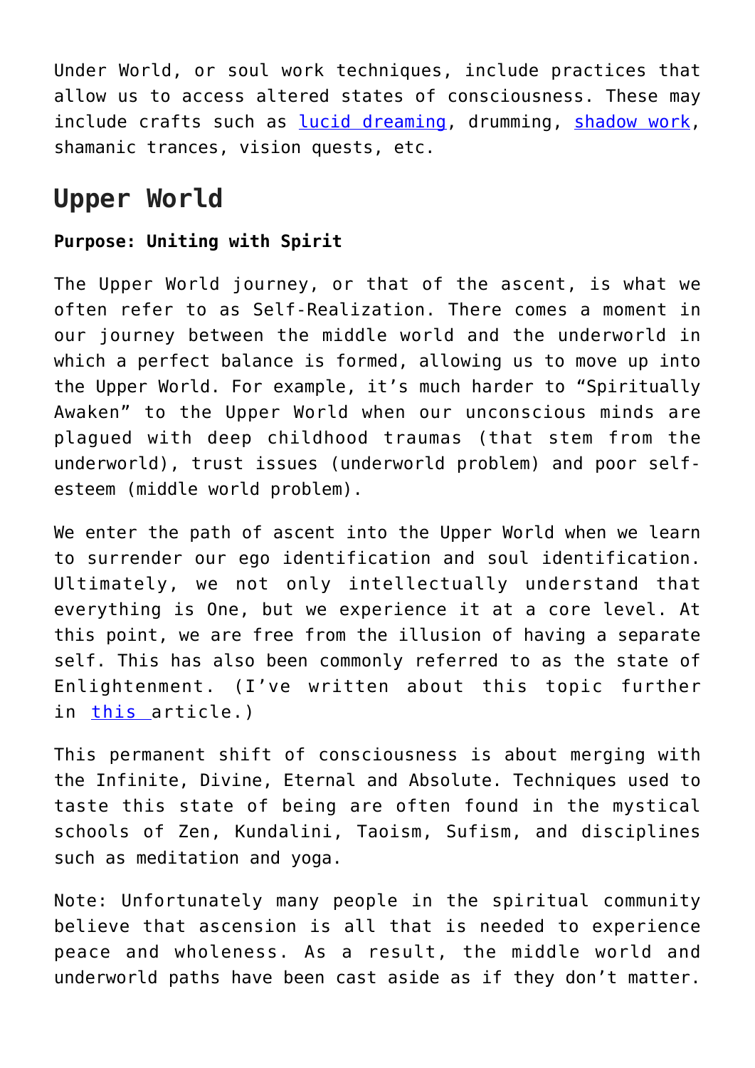Under World, or soul work techniques, include practices that allow us to access altered states of consciousness. These may include crafts such as lucid dreaming, drumming, shadow work, shamanic trances, vision quests, etc.

## Upper World

**Purpose: Uniting with Spirit**

The Upper World journey, or that of the ascent, is what we often refer to as Self-Realization. There comes a moment in our journey between the middle world and the underworld in which a perfect balance is formed, allowing us to move up into the Upper World. For example, it's much harder to "Spiritually Awaken" to the Upper World when our unconscious minds are plagued with deep childhood traumas (that stem from the underworld), trust issues (underworld problem) and poor self-esteem (middle world problem).

We enter the path of ascent into the Upper World when we learn to surrender our ego identification and soul identification. Ultimately, we not only intellectually understand that everything is One, but we experience it at a core level. At this point, we are free from the illusion of having a separate self. This has also been commonly referred to as the state of Enlightenment. (I've written about this topic further in this article.)

This permanent shift of consciousness is about merging with the Infinite, Divine, Eternal and Absolute. Techniques used to taste this state of being are often found in the mystical schools of Zen, Kundalini, Taoism, Sufism, and disciplines such as meditation and yoga.

Note: Unfortunately many people in the spiritual community believe that ascension is all that is needed to experience peace and wholeness. As a result, the middle world and underworld paths have been cast aside as if they don't matter.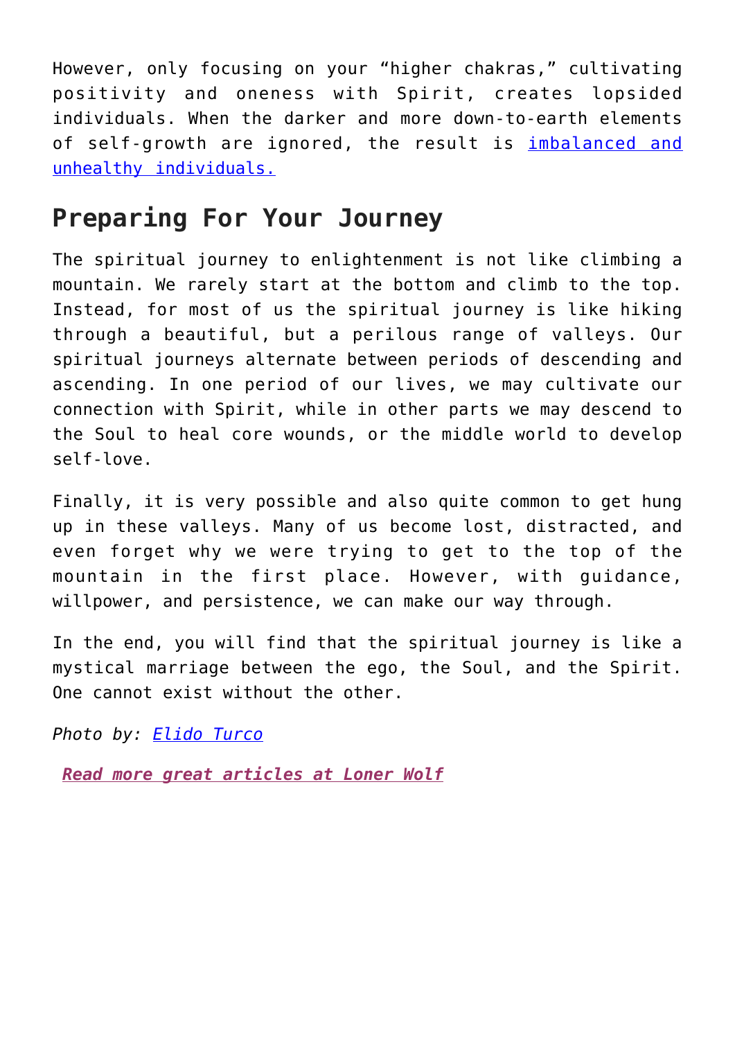However, only focusing on your "higher chakras," cultivating positivity and oneness with Spirit, creates lopsided individuals. When the darker and more down-to-earth elements of self-growth are ignored, the result is imbalanced and unhealthy individuals.

## Preparing For Your Journey

The spiritual journey to enlightenment is not like climbing a mountain. We rarely start at the bottom and climb to the top. Instead, for most of us the spiritual journey is like hiking through a beautiful, but a perilous range of valleys. Our spiritual journeys alternate between periods of descending and ascending. In one period of our lives, we may cultivate our connection with Spirit, while in other parts we may descend to the Soul to heal core wounds, or the middle world to develop self-love.

Finally, it is very possible and also quite common to get hung up in these valleys. Many of us become lost, distracted, and even forget why we were trying to get to the top of the mountain in the first place. However, with guidance, willpower, and persistence, we can make our way through.

In the end, you will find that the spiritual journey is like a mystical marriage between the ego, the Soul, and the Spirit. One cannot exist without the other.

*Photo by: Elido Turco*

***Read more great articles at Loner Wolf***